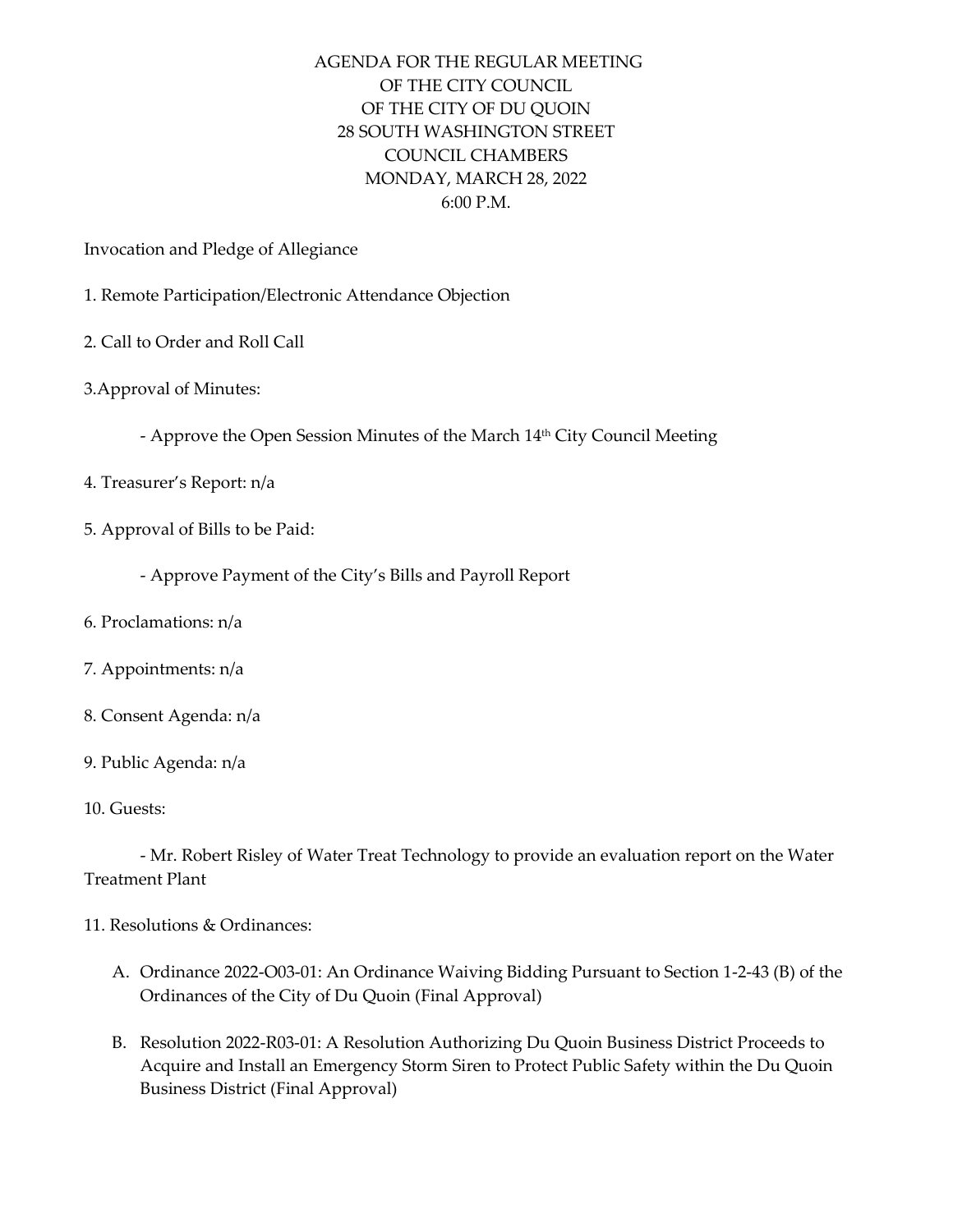# AGENDA FOR THE REGULAR MEETING OF THE CITY COUNCIL OF THE CITY OF DU QUOIN
## 28 SOUTH WASHINGTON STREET
## COUNCIL CHAMBERS
## MONDAY, MARCH 28, 2022
## 6:00 P.M.

Invocation and Pledge of Allegiance

1. Remote Participation/Electronic Attendance Objection

2. Call to Order and Roll Call

3.Approval of Minutes:

    - Approve the Open Session Minutes of the March 14th City Council Meeting

4. Treasurer's Report: n/a

5. Approval of Bills to be Paid:

    - Approve Payment of the City's Bills and Payroll Report

6. Proclamations: n/a

7. Appointments: n/a

8. Consent Agenda: n/a

9. Public Agenda: n/a

10. Guests:

    - Mr. Robert Risley of Water Treat Technology to provide an evaluation report on the Water Treatment Plant

11. Resolutions & Ordinances:

    A. Ordinance 2022-O03-01: An Ordinance Waiving Bidding Pursuant to Section 1-2-43 (B) of the Ordinances of the City of Du Quoin (Final Approval)

    B. Resolution 2022-R03-01: A Resolution Authorizing Du Quoin Business District Proceeds to Acquire and Install an Emergency Storm Siren to Protect Public Safety within the Du Quoin Business District (Final Approval)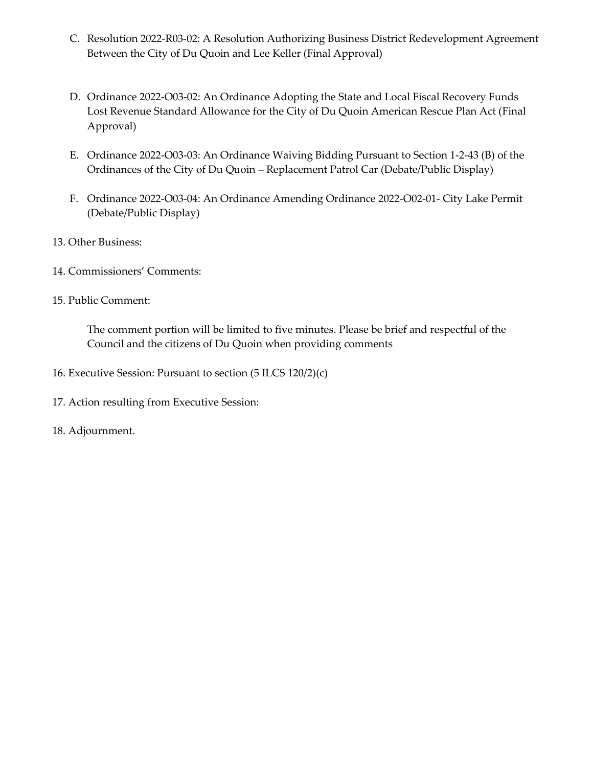C. Resolution 2022-R03-02: A Resolution Authorizing Business District Redevelopment Agreement Between the City of Du Quoin and Lee Keller (Final Approval)

D. Ordinance 2022-O03-02: An Ordinance Adopting the State and Local Fiscal Recovery Funds Lost Revenue Standard Allowance for the City of Du Quoin American Rescue Plan Act (Final Approval)

E. Ordinance 2022-O03-03: An Ordinance Waiving Bidding Pursuant to Section 1-2-43 (B) of the Ordinances of the City of Du Quoin – Replacement Patrol Car (Debate/Public Display)

F. Ordinance 2022-O03-04: An Ordinance Amending Ordinance 2022-O02-01- City Lake Permit (Debate/Public Display)

13. Other Business:

14. Commissioners' Comments:

15. Public Comment:

    The comment portion will be limited to five minutes. Please be brief and respectful of the Council and the citizens of Du Quoin when providing comments

16. Executive Session: Pursuant to section (5 ILCS 120/2)(c)

17. Action resulting from Executive Session:

18. Adjournment.